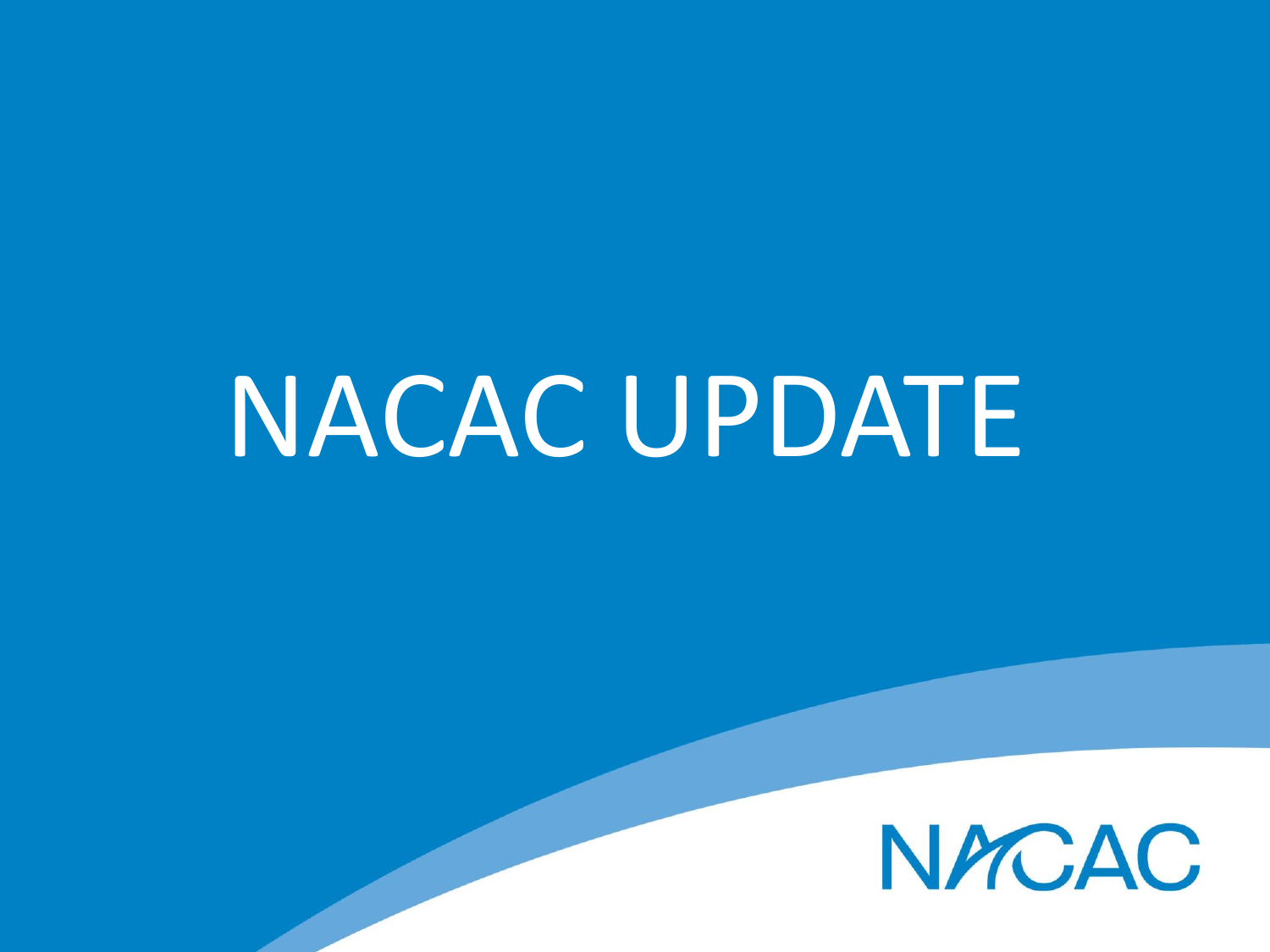# NACAC UPDATE

NACAC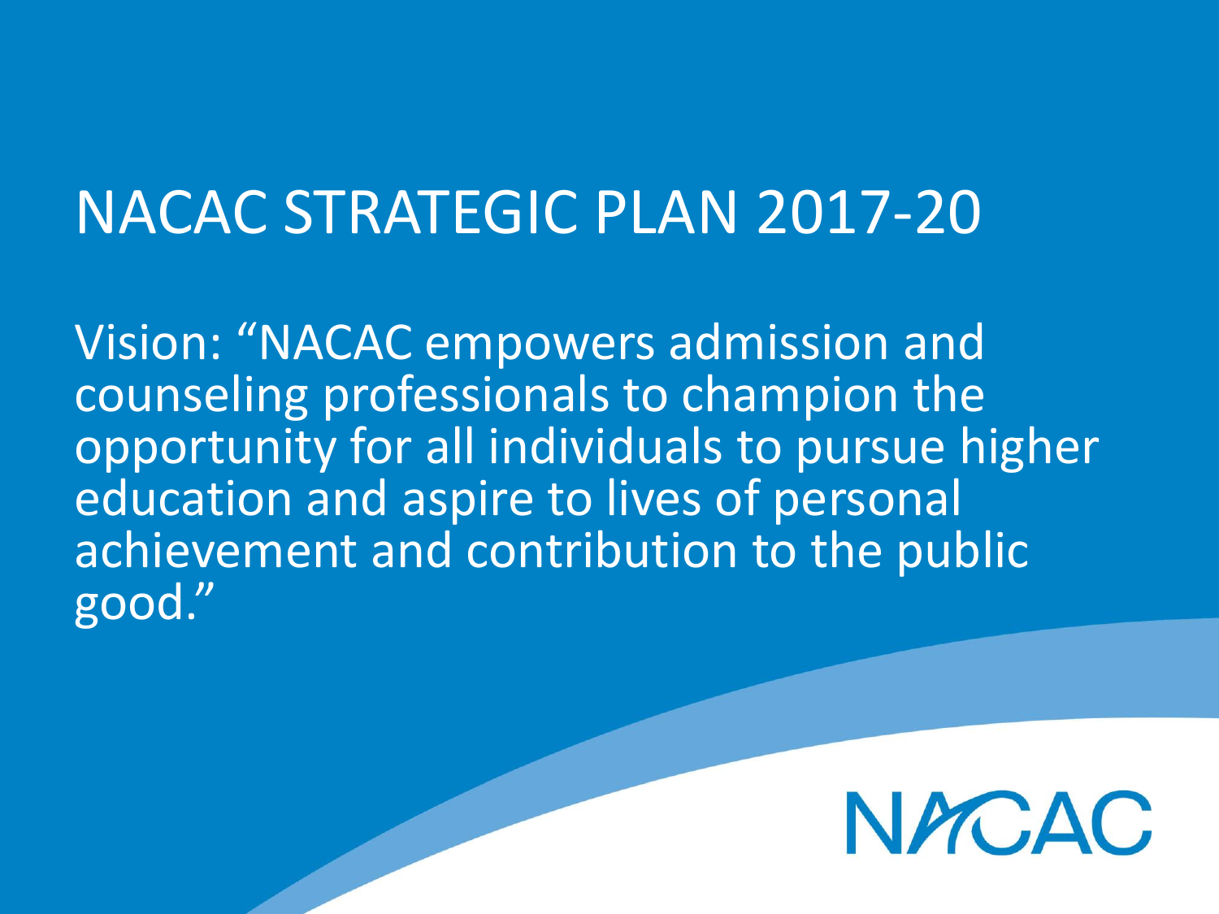# NACAC STRATEGIC PLAN 2017-20

Vision: “NACAC empowers admission and counseling professionals to champion the opportunity for all individuals to pursue higher education and aspire to lives of personal achievement and contribution to the public good.”

NACAC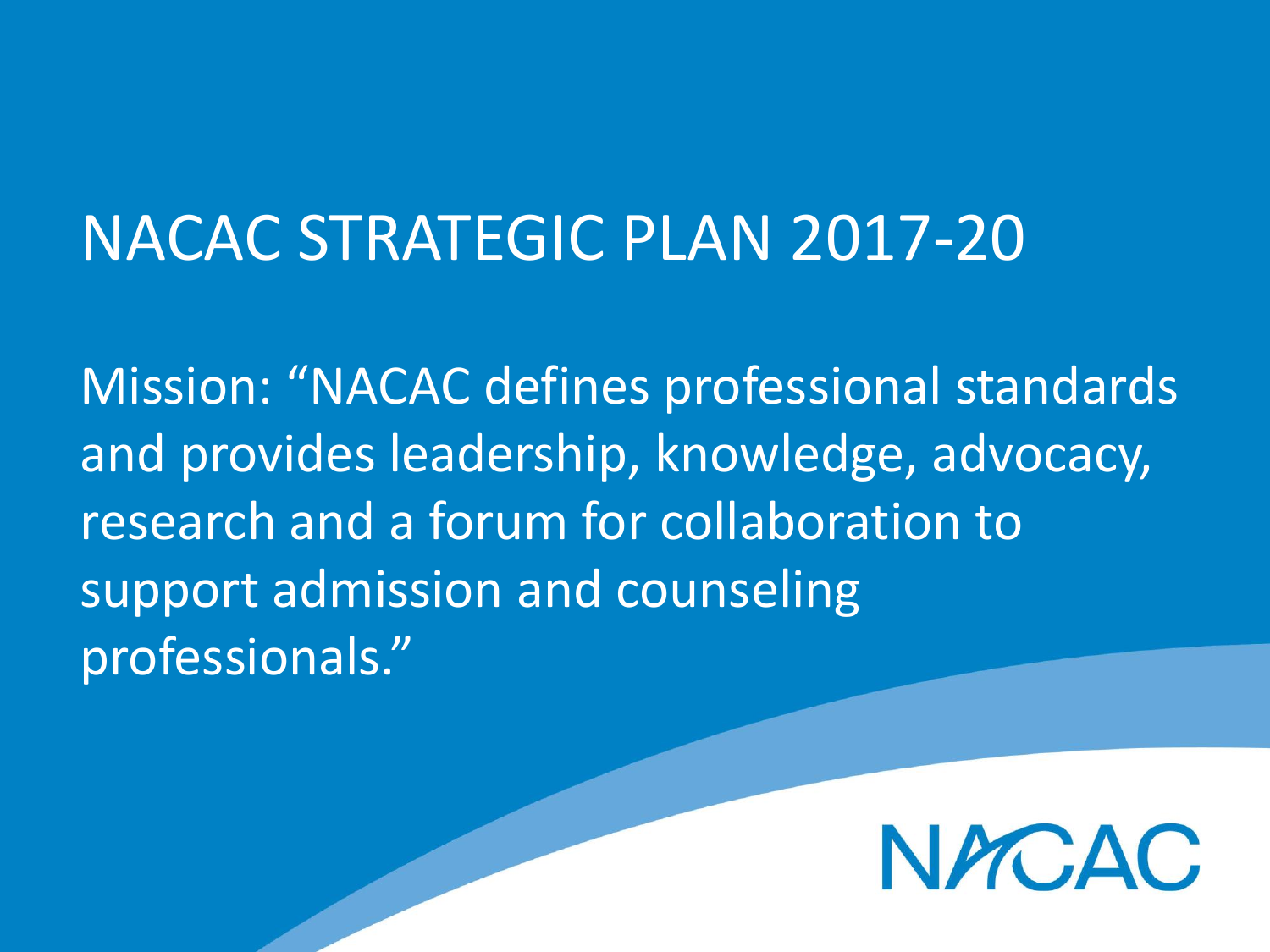# NACAC STRATEGIC PLAN 2017-20

Mission: "NACAC defines professional standards and provides leadership, knowledge, advocacy, research and a forum for collaboration to support admission and counseling professionals."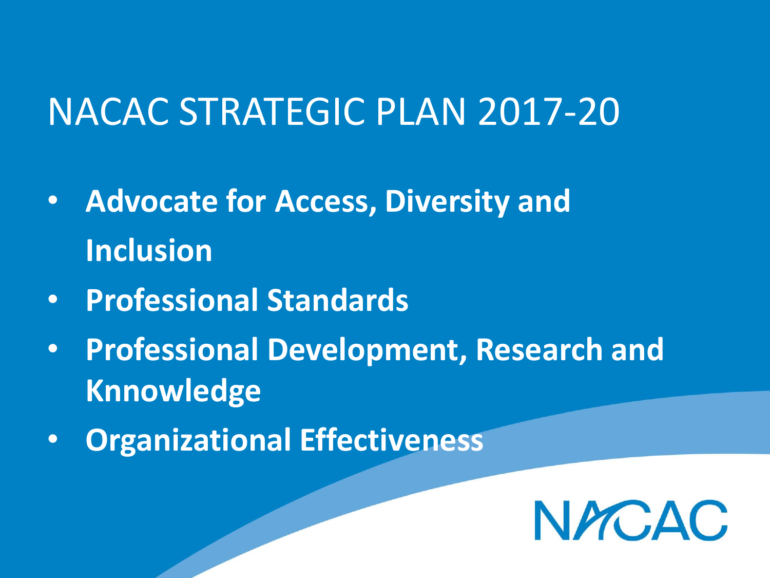# NACAC STRATEGIC PLAN 2017-20

- **Advocate for Access, Diversity and Inclusion**
- **Professional Standards**
- **Professional Development, Research and Knnowledge**
- **Organizational Effectiveness**

NACAC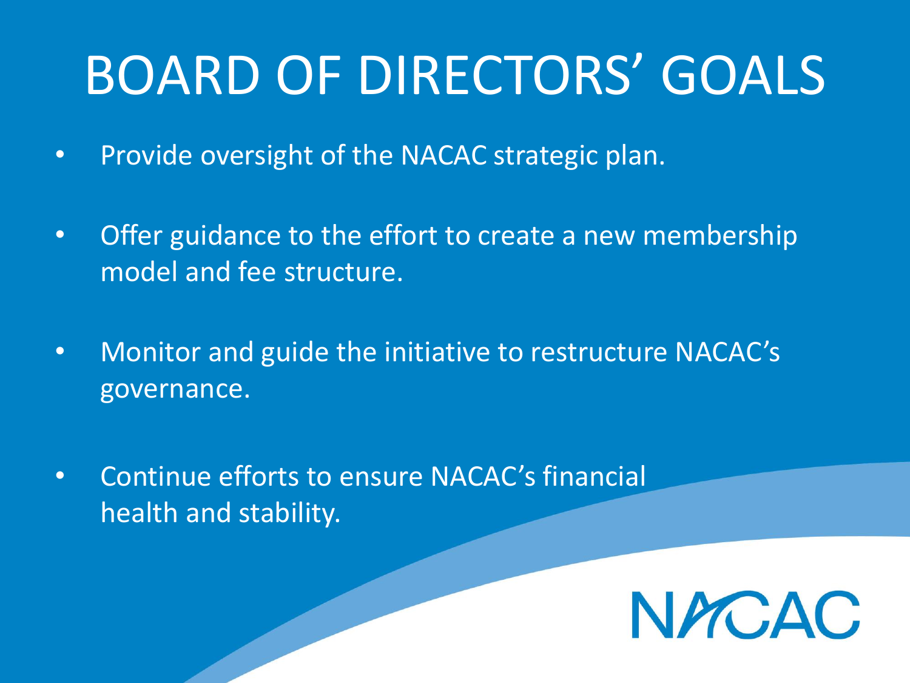# BOARD OF DIRECTORS' GOALS

- Provide oversight of the NACAC strategic plan.
- Offer guidance to the effort to create a new membership model and fee structure.
- Monitor and guide the initiative to restructure NACAC's governance.
- Continue efforts to ensure NACAC's financial health and stability.

NACAC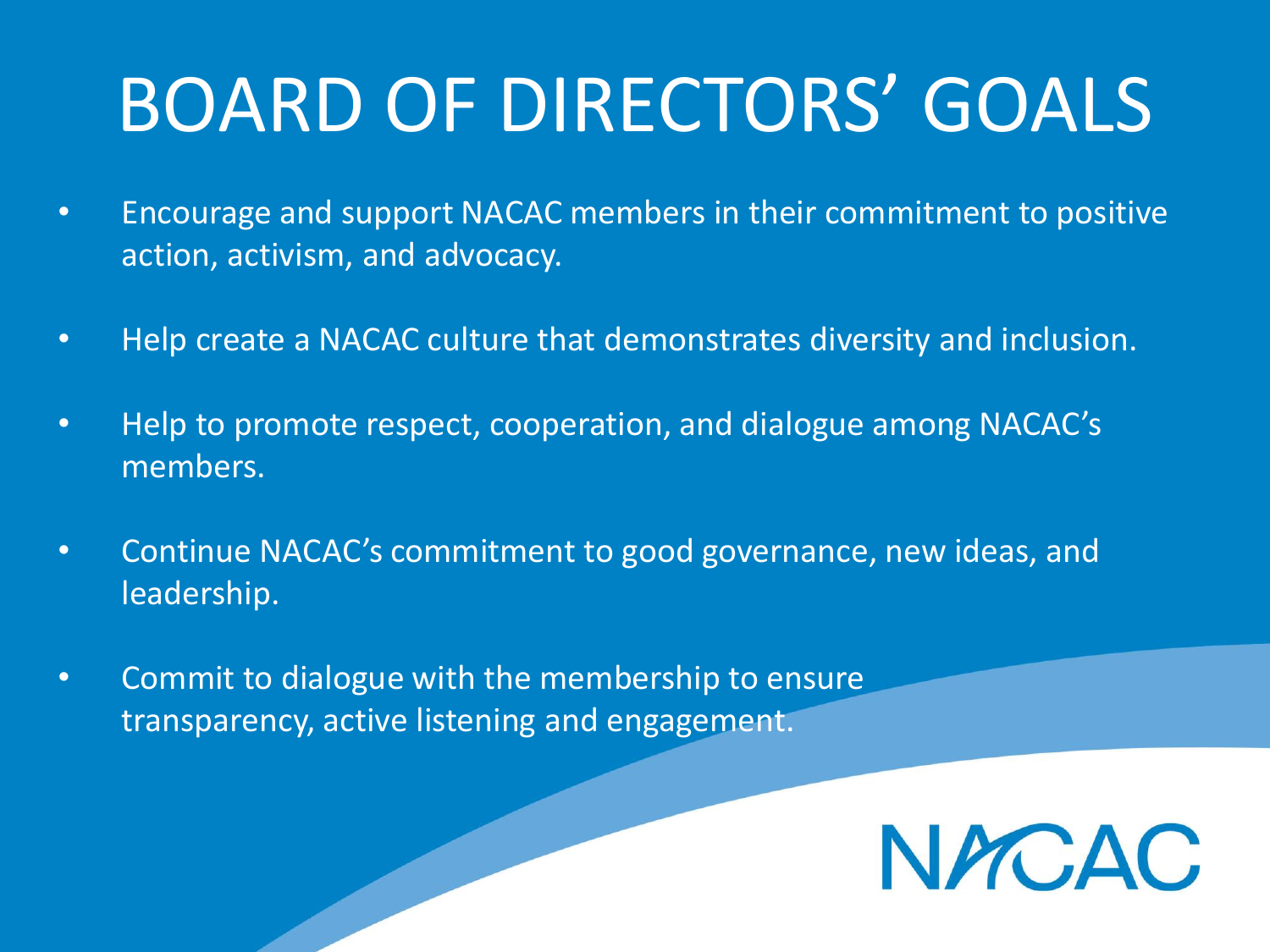# BOARD OF DIRECTORS' GOALS

- Encourage and support NACAC members in their commitment to positive action, activism, and advocacy.
- Help create a NACAC culture that demonstrates diversity and inclusion.
- Help to promote respect, cooperation, and dialogue among NACAC's members.
- Continue NACAC's commitment to good governance, new ideas, and leadership.
- Commit to dialogue with the membership to ensure transparency, active listening and engagement.

NACAC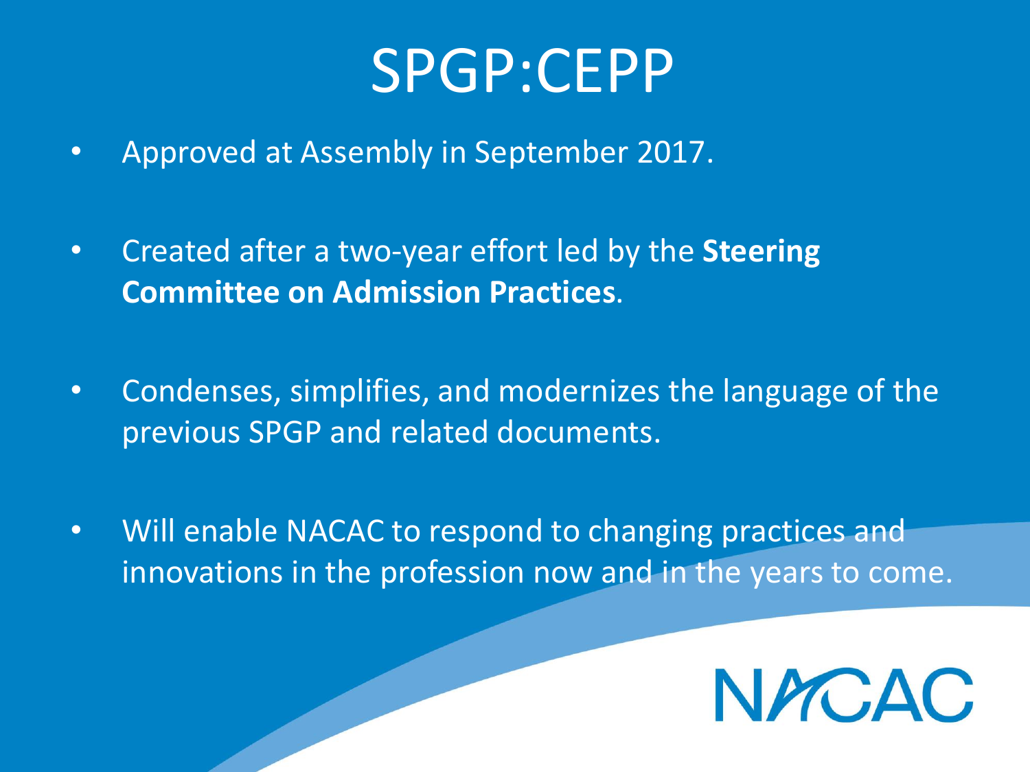# SPGP:CEPP

- Approved at Assembly in September 2017.
- Created after a two-year effort led by the **Steering Committee on Admission Practices**.
- Condenses, simplifies, and modernizes the language of the previous SPGP and related documents.
- Will enable NACAC to respond to changing practices and innovations in the profession now and in the years to come.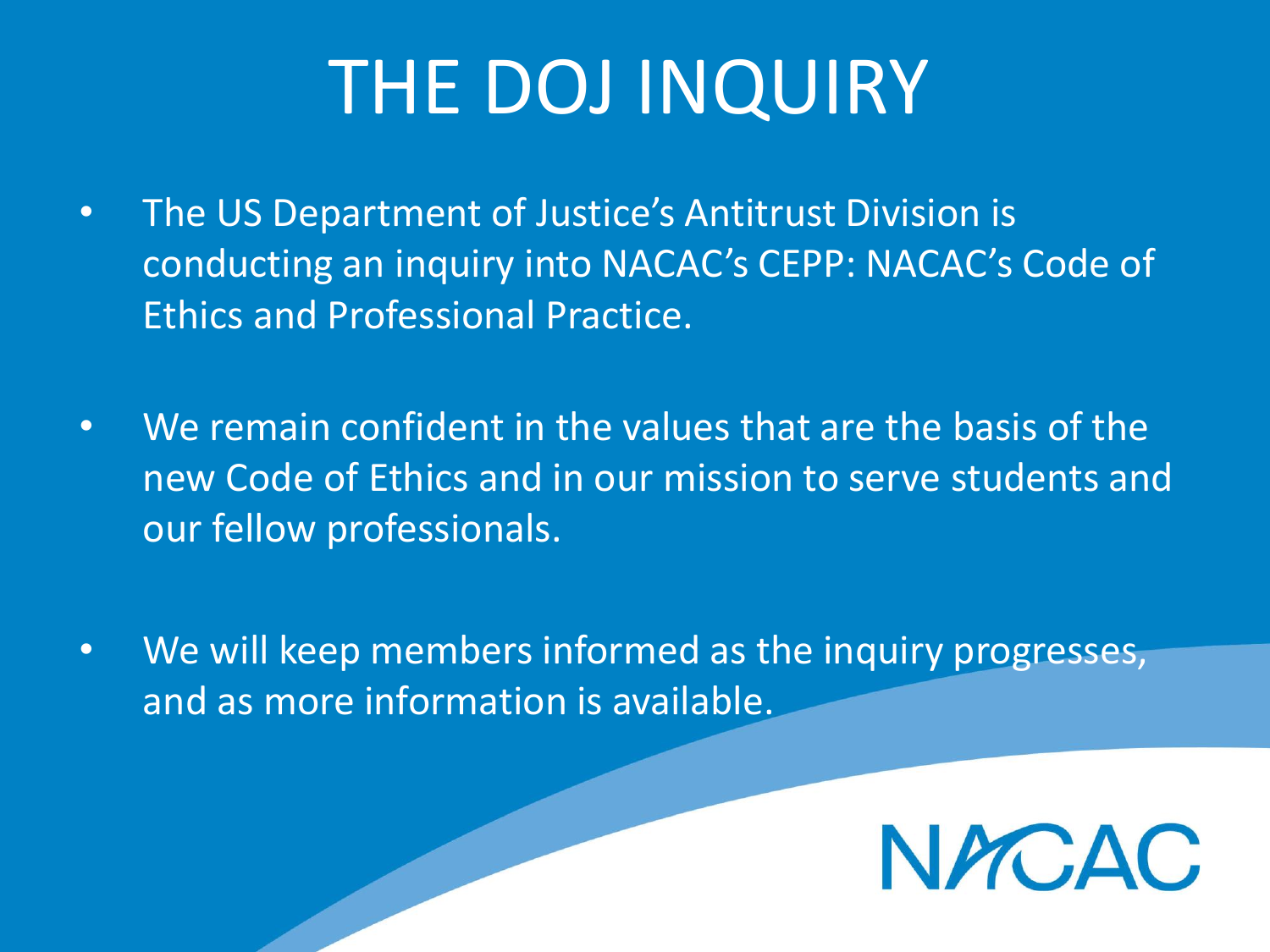# THE DOJ INQUIRY

- The US Department of Justice's Antitrust Division is conducting an inquiry into NACAC's CEPP: NACAC's Code of Ethics and Professional Practice.
- We remain confident in the values that are the basis of the new Code of Ethics and in our mission to serve students and our fellow professionals.
- We will keep members informed as the inquiry progresses, and as more information is available.

NACAC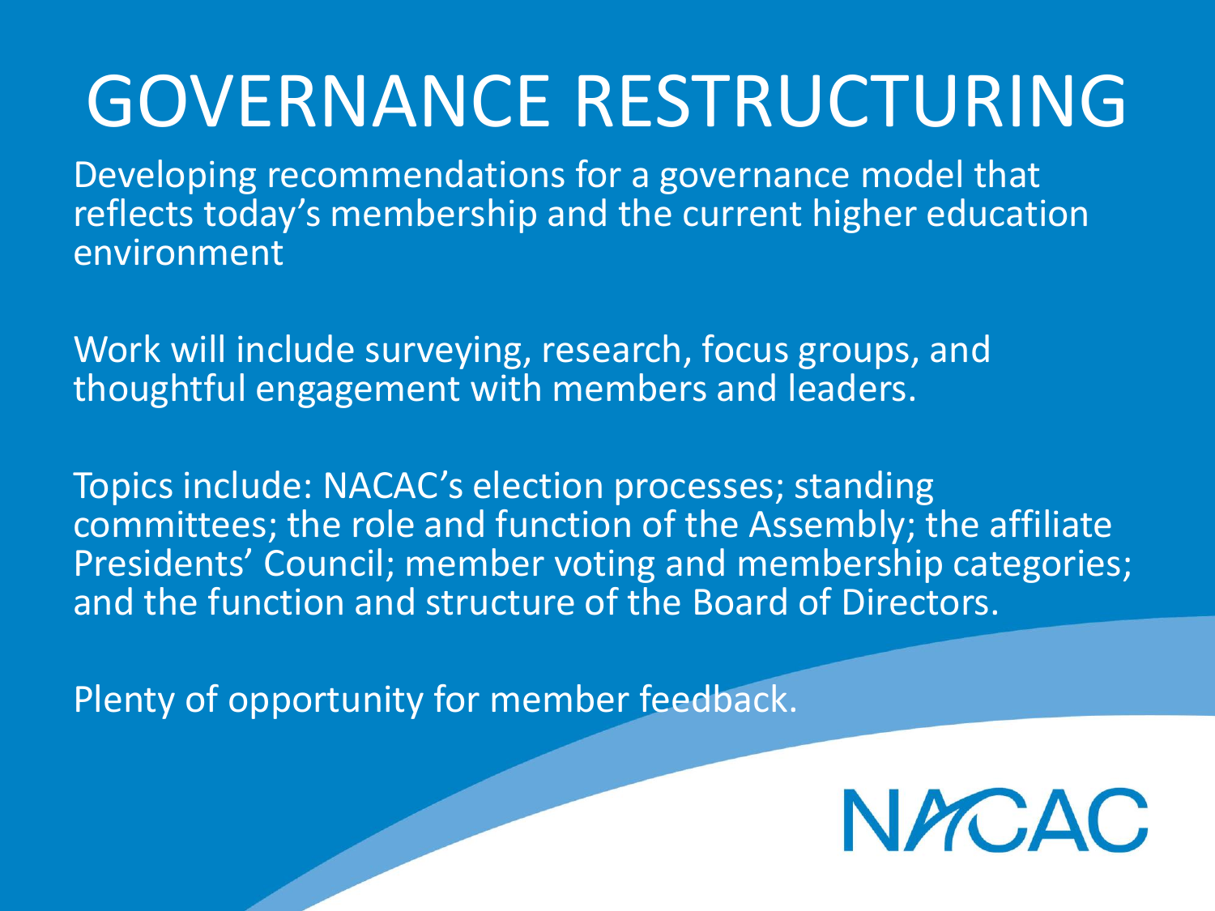# GOVERNANCE RESTRUCTURING

Developing recommendations for a governance model that reflects today's membership and the current higher education environment

Work will include surveying, research, focus groups, and thoughtful engagement with members and leaders.

Topics include: NACAC's election processes; standing committees; the role and function of the Assembly; the affiliate Presidents' Council; member voting and membership categories; and the function and structure of the Board of Directors.

Plenty of opportunity for member feedback.

NACAC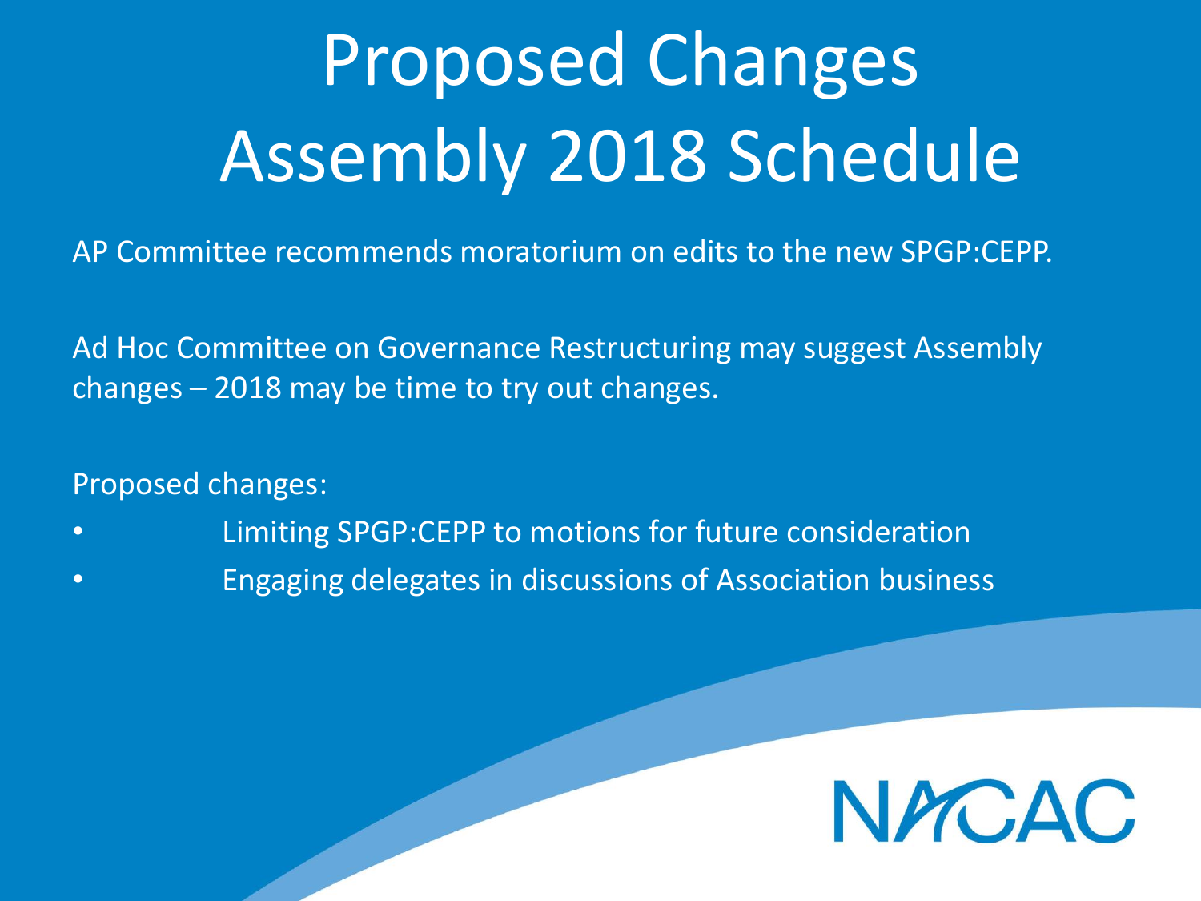# Proposed Changes Assembly 2018 Schedule

AP Committee recommends moratorium on edits to the new SPGP:CEPP.

Ad Hoc Committee on Governance Restructuring may suggest Assembly changes – 2018 may be time to try out changes.

Proposed changes:

- Limiting SPGP:CEPP to motions for future consideration
- Engaging delegates in discussions of Association business

NACAC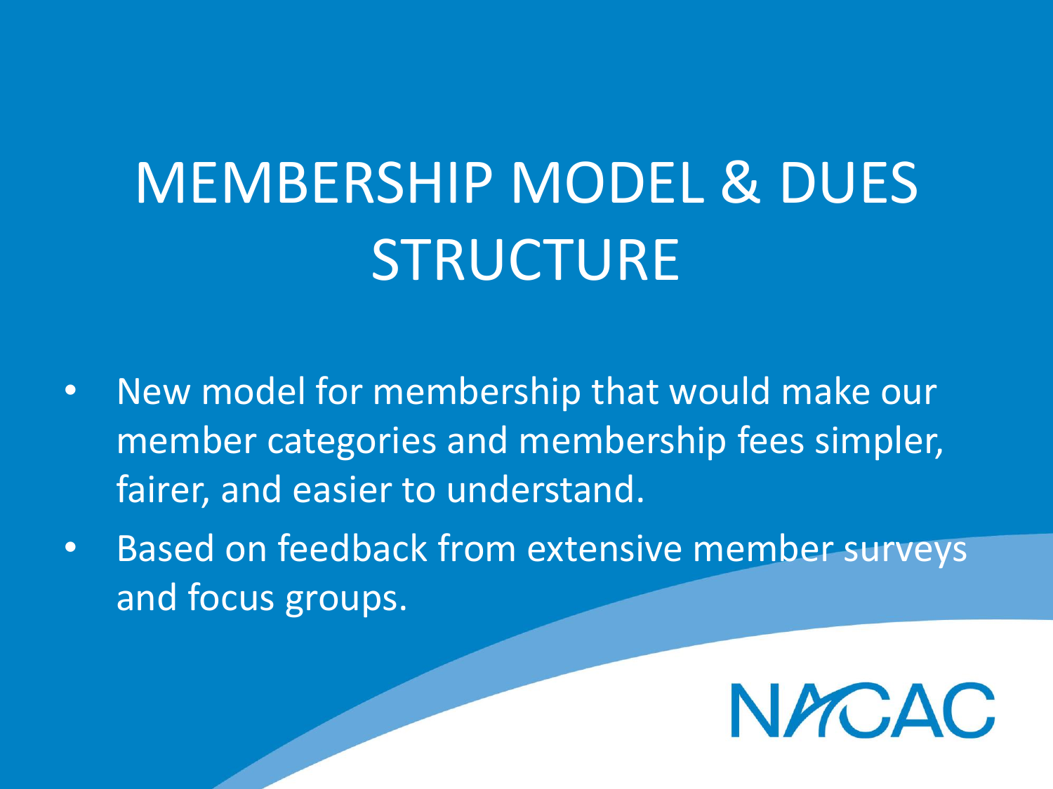# MEMBERSHIP MODEL & DUES STRUCTURE

- New model for membership that would make our member categories and membership fees simpler, fairer, and easier to understand.
- Based on feedback from extensive member surveys and focus groups.

NACAC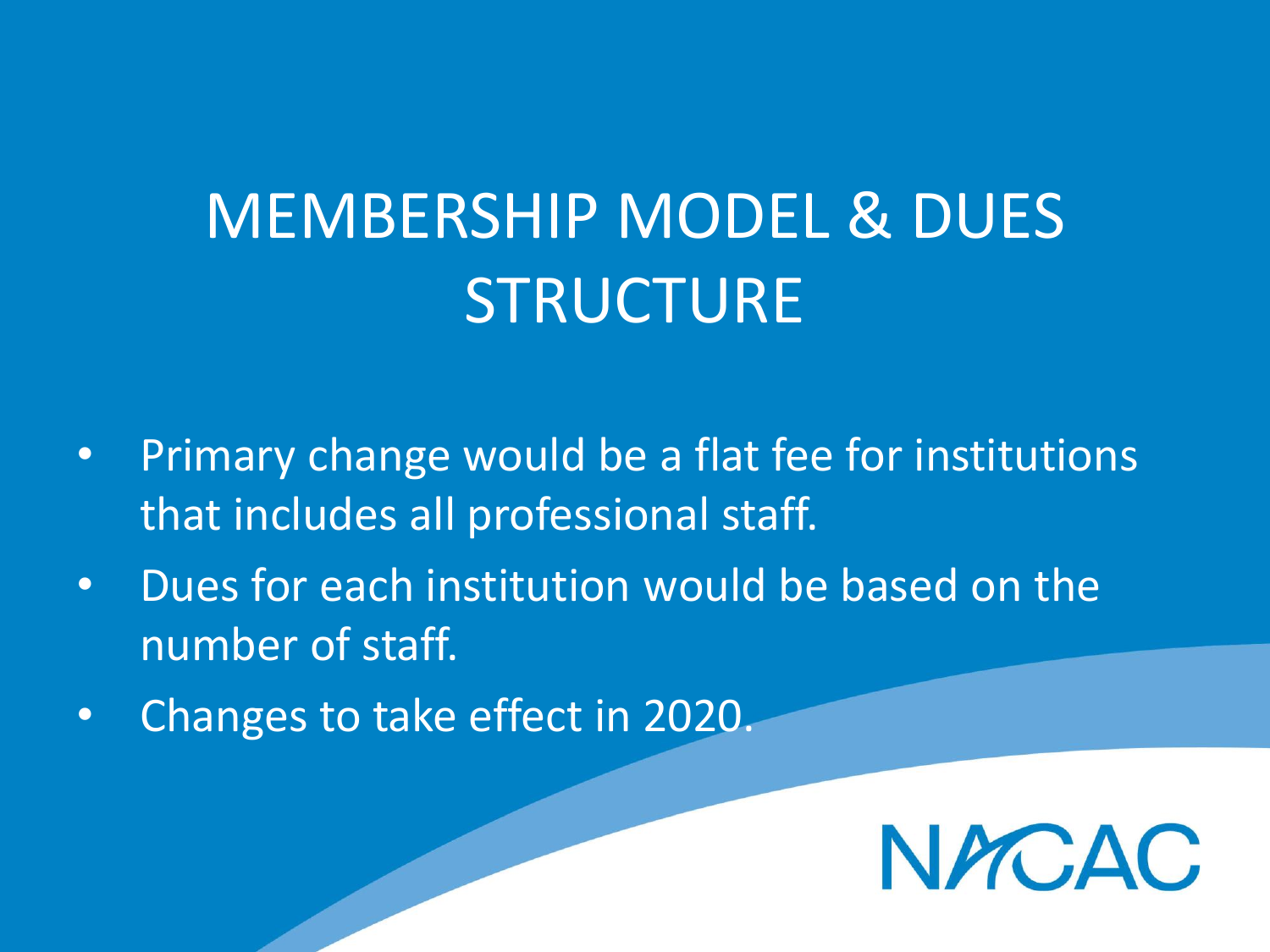# MEMBERSHIP MODEL & DUES STRUCTURE

- Primary change would be a flat fee for institutions that includes all professional staff.
- Dues for each institution would be based on the number of staff.
- Changes to take effect in 2020.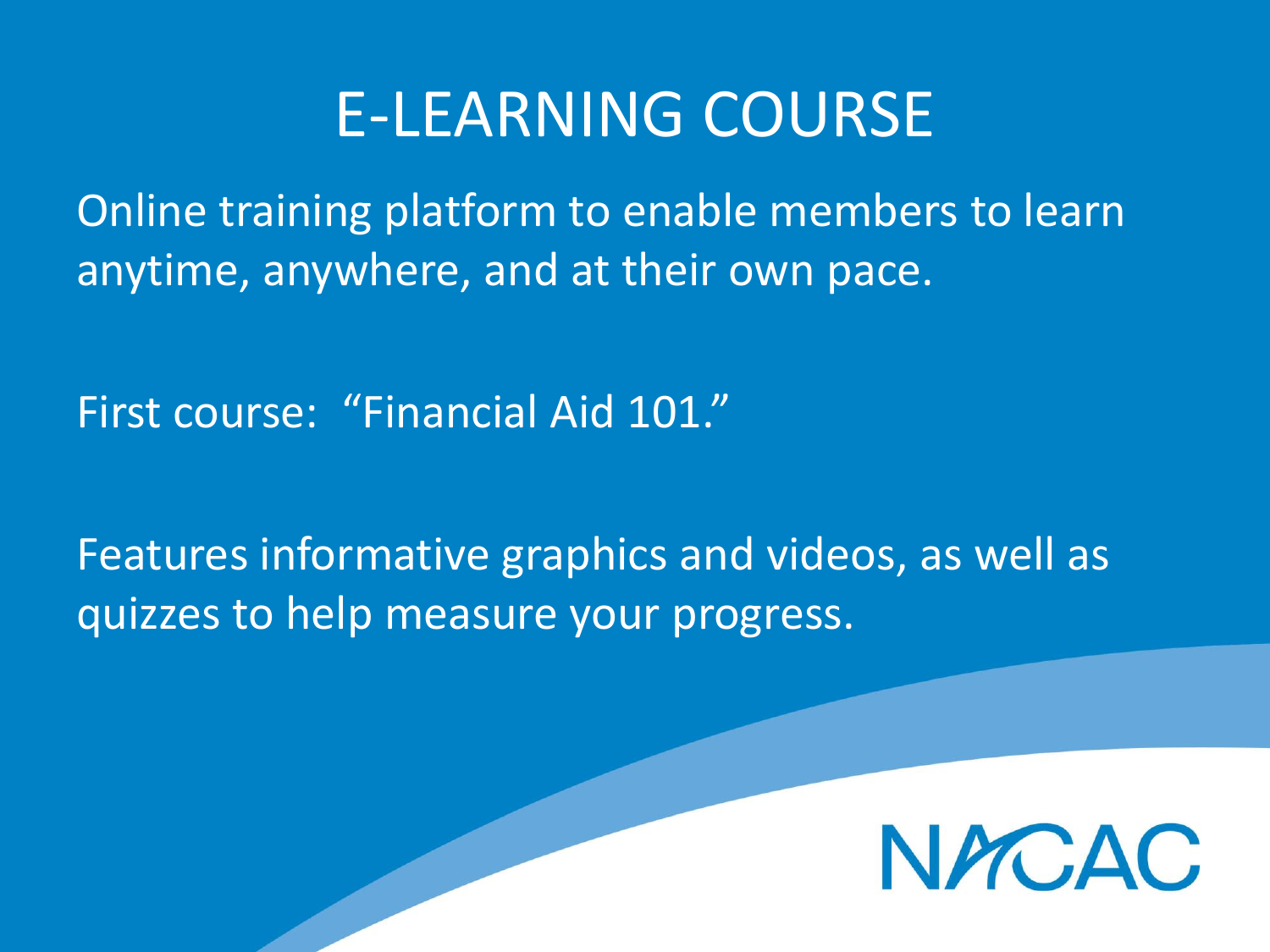# E-LEARNING COURSE

Online training platform to enable members to learn anytime, anywhere, and at their own pace.

First course: "Financial Aid 101."

Features informative graphics and videos, as well as quizzes to help measure your progress.

NACAC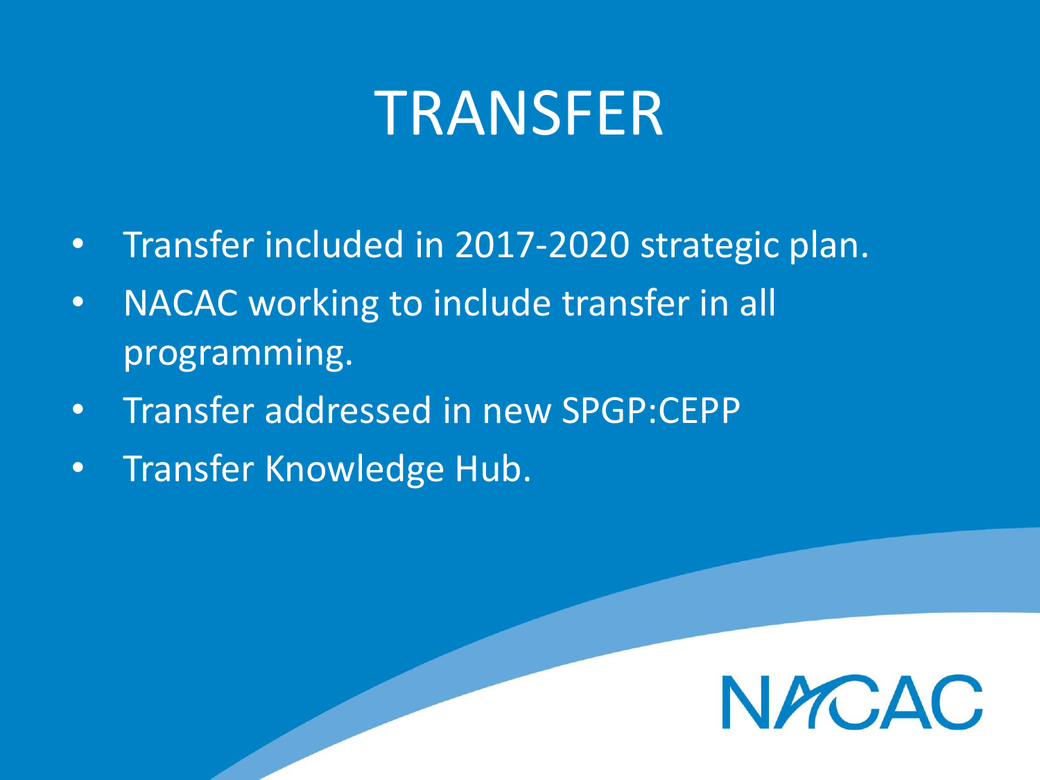# TRANSFER

- Transfer included in 2017-2020 strategic plan.
- NACAC working to include transfer in all programming.
- Transfer addressed in new SPGP:CEPP
- Transfer Knowledge Hub.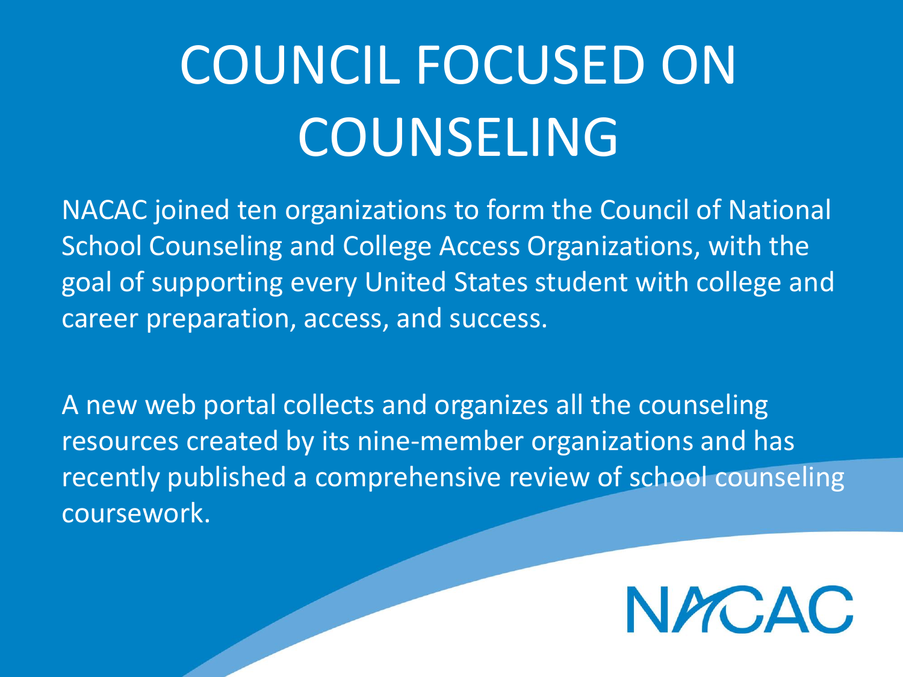# COUNCIL FOCUSED ON COUNSELING

NACAC joined ten organizations to form the Council of National School Counseling and College Access Organizations, with the goal of supporting every United States student with college and career preparation, access, and success.

A new web portal collects and organizes all the counseling resources created by its nine-member organizations and has recently published a comprehensive review of school counseling coursework.

NACAC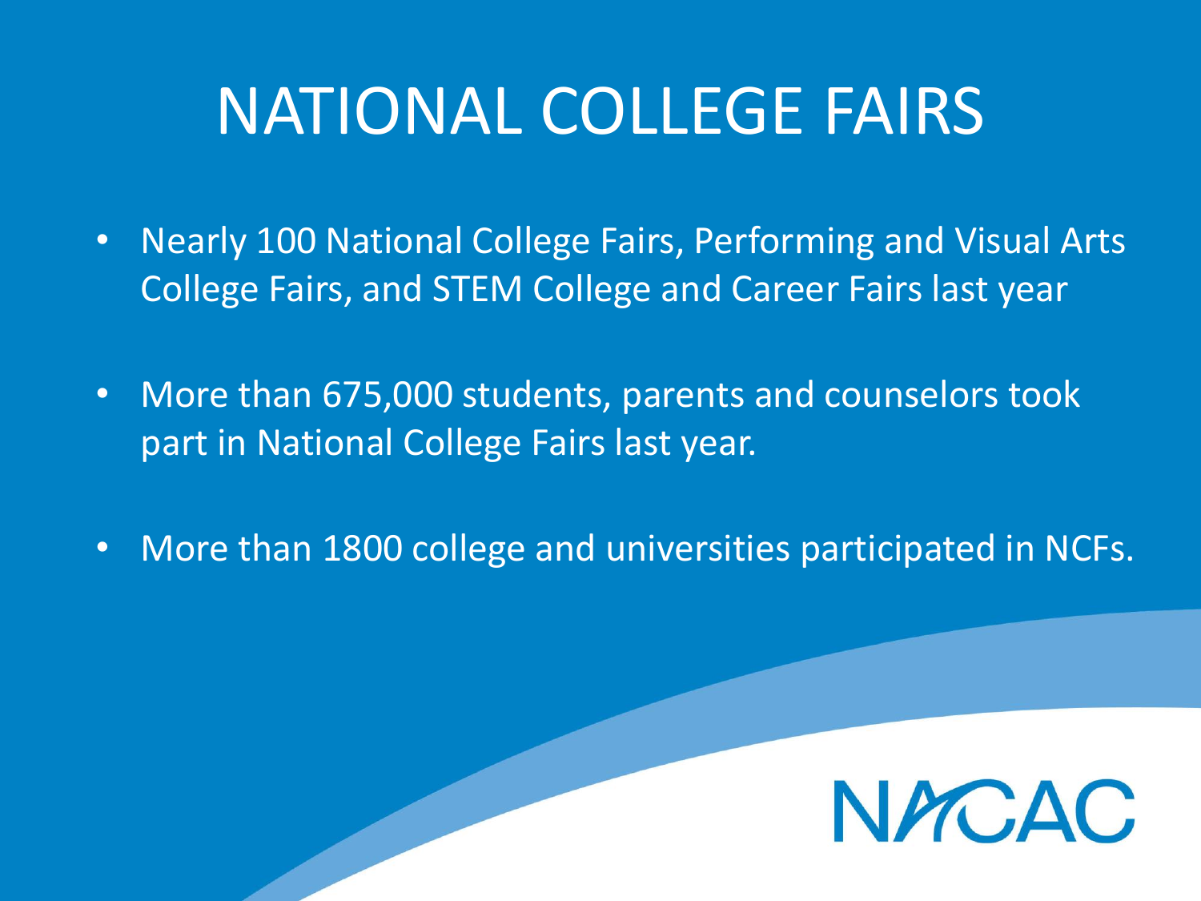# NATIONAL COLLEGE FAIRS

- Nearly 100 National College Fairs, Performing and Visual Arts College Fairs, and STEM College and Career Fairs last year
- More than 675,000 students, parents and counselors took part in National College Fairs last year.
- More than 1800 college and universities participated in NCFs.

NACAC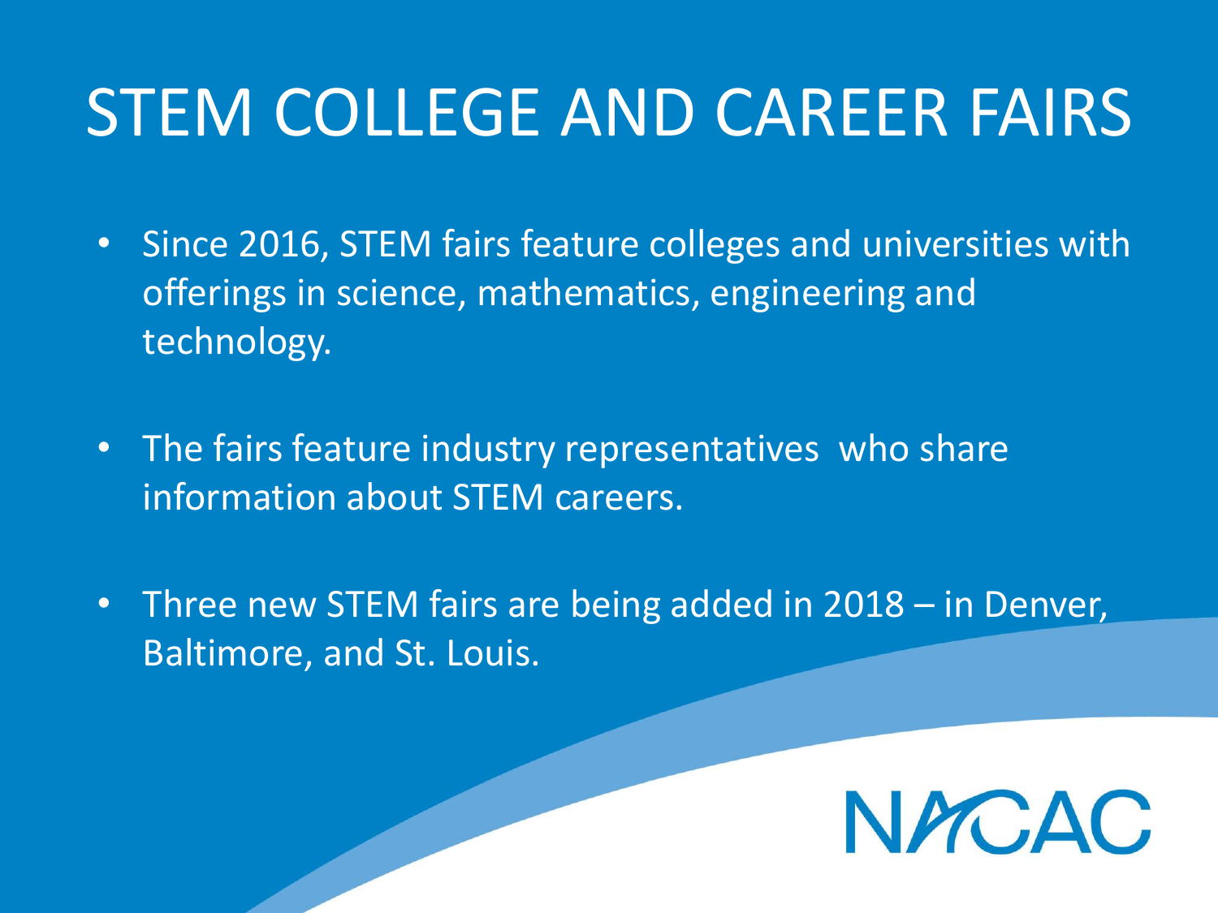# STEM COLLEGE AND CAREER FAIRS

- Since 2016, STEM fairs feature colleges and universities with offerings in science, mathematics, engineering and technology.
- The fairs feature industry representatives who share information about STEM careers.
- Three new STEM fairs are being added in 2018 – in Denver, Baltimore, and St. Louis.

NACAC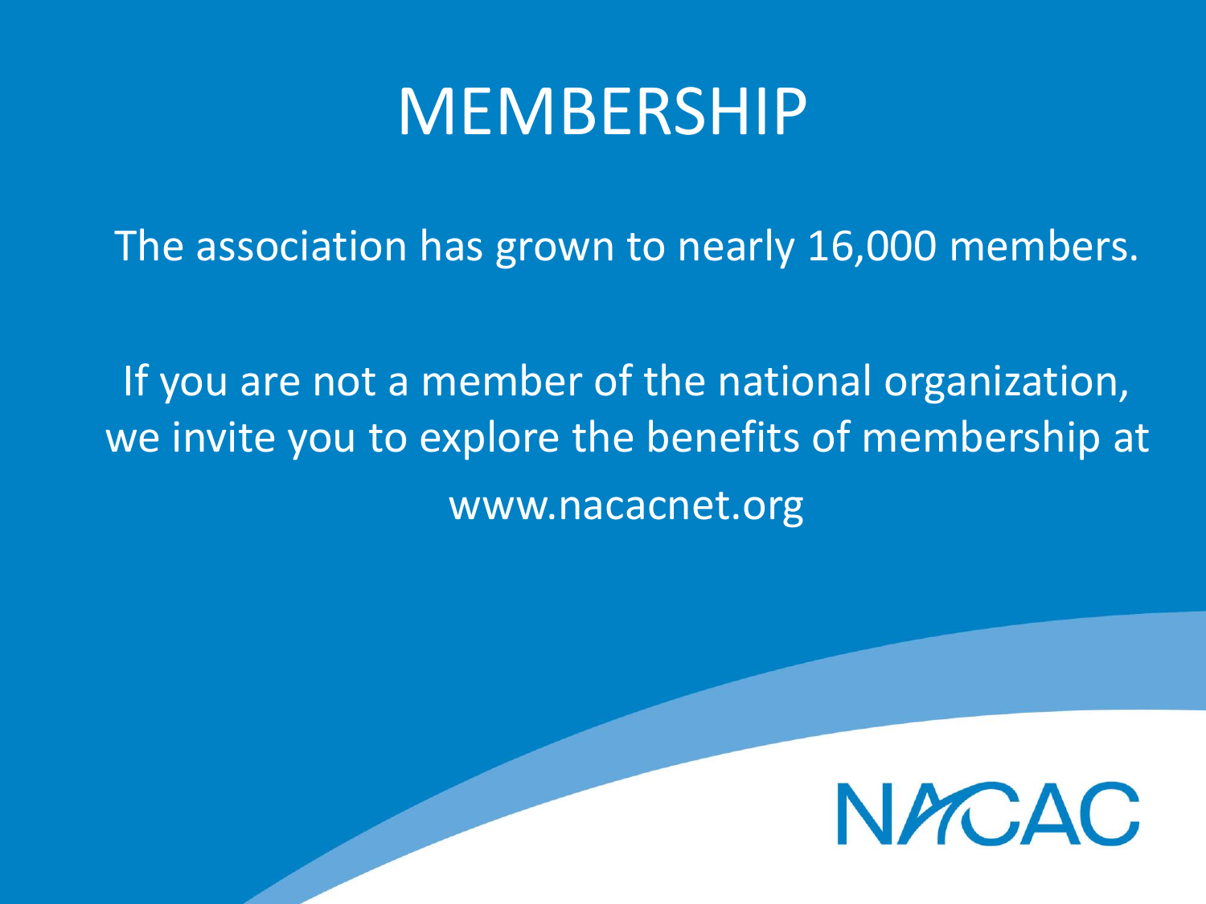# MEMBERSHIP

The association has grown to nearly 16,000 members.

If you are not a member of the national organization, we invite you to explore the benefits of membership at

www.nacacnet.org

NACAC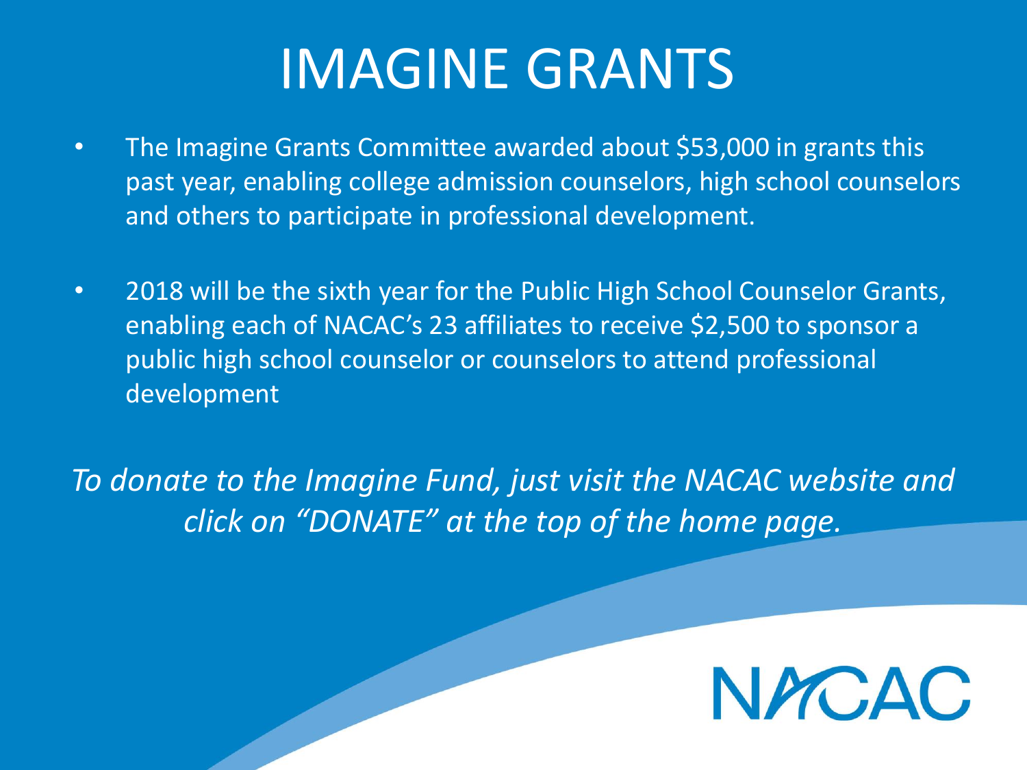# IMAGINE GRANTS

- The Imagine Grants Committee awarded about $53,000 in grants this past year, enabling college admission counselors, high school counselors and others to participate in professional development.
- 2018 will be the sixth year for the Public High School Counselor Grants, enabling each of NACAC's 23 affiliates to receive $2,500 to sponsor a public high school counselor or counselors to attend professional development

*To donate to the Imagine Fund, just visit the NACAC website and click on "DONATE" at the top of the home page.*

NACAC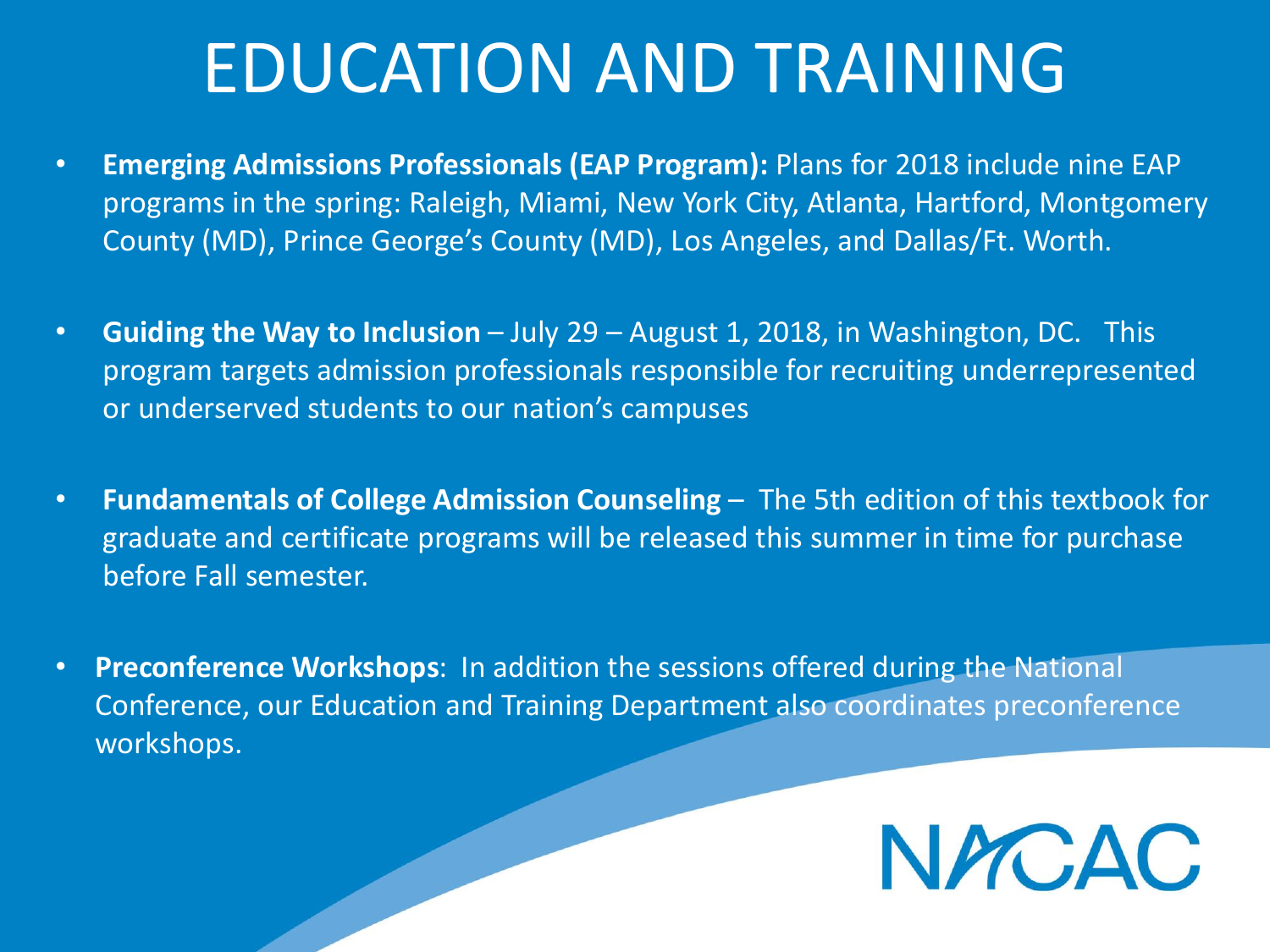# EDUCATION AND TRAINING

- **Emerging Admissions Professionals (EAP Program):** Plans for 2018 include nine EAP programs in the spring: Raleigh, Miami, New York City, Atlanta, Hartford, Montgomery County (MD), Prince George's County (MD), Los Angeles, and Dallas/Ft. Worth.
- **Guiding the Way to Inclusion** – July 29 – August 1, 2018, in Washington, DC. This program targets admission professionals responsible for recruiting underrepresented or underserved students to our nation's campuses
- **Fundamentals of College Admission Counseling** – The 5th edition of this textbook for graduate and certificate programs will be released this summer in time for purchase before Fall semester.
- **Preconference Workshops**: In addition the sessions offered during the National Conference, our Education and Training Department also coordinates preconference workshops.

NACAC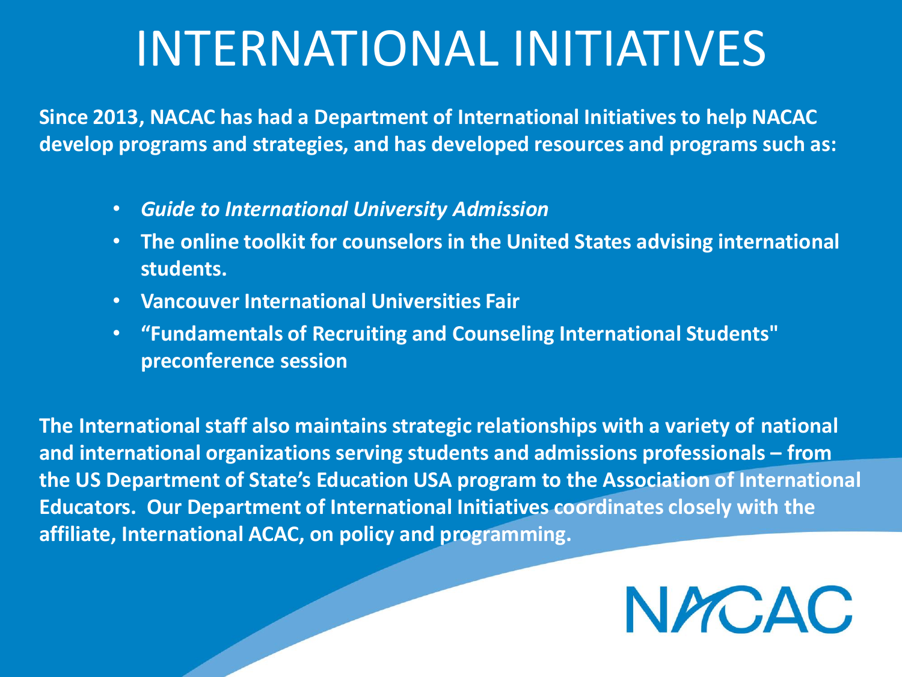# INTERNATIONAL INITIATIVES

**Since 2013, NACAC has had a Department of International Initiatives to help NACAC develop programs and strategies, and has developed resources and programs such as:**

- ***Guide to International University Admission***
- **The online toolkit for counselors in the United States advising international students.**
- **Vancouver International Universities Fair**
- **"Fundamentals of Recruiting and Counseling International Students" preconference session**

**The International staff also maintains strategic relationships with a variety of national and international organizations serving students and admissions professionals – from the US Department of State's Education USA program to the Association of International Educators. Our Department of International Initiatives coordinates closely with the affiliate, International ACAC, on policy and programming.**

NACAC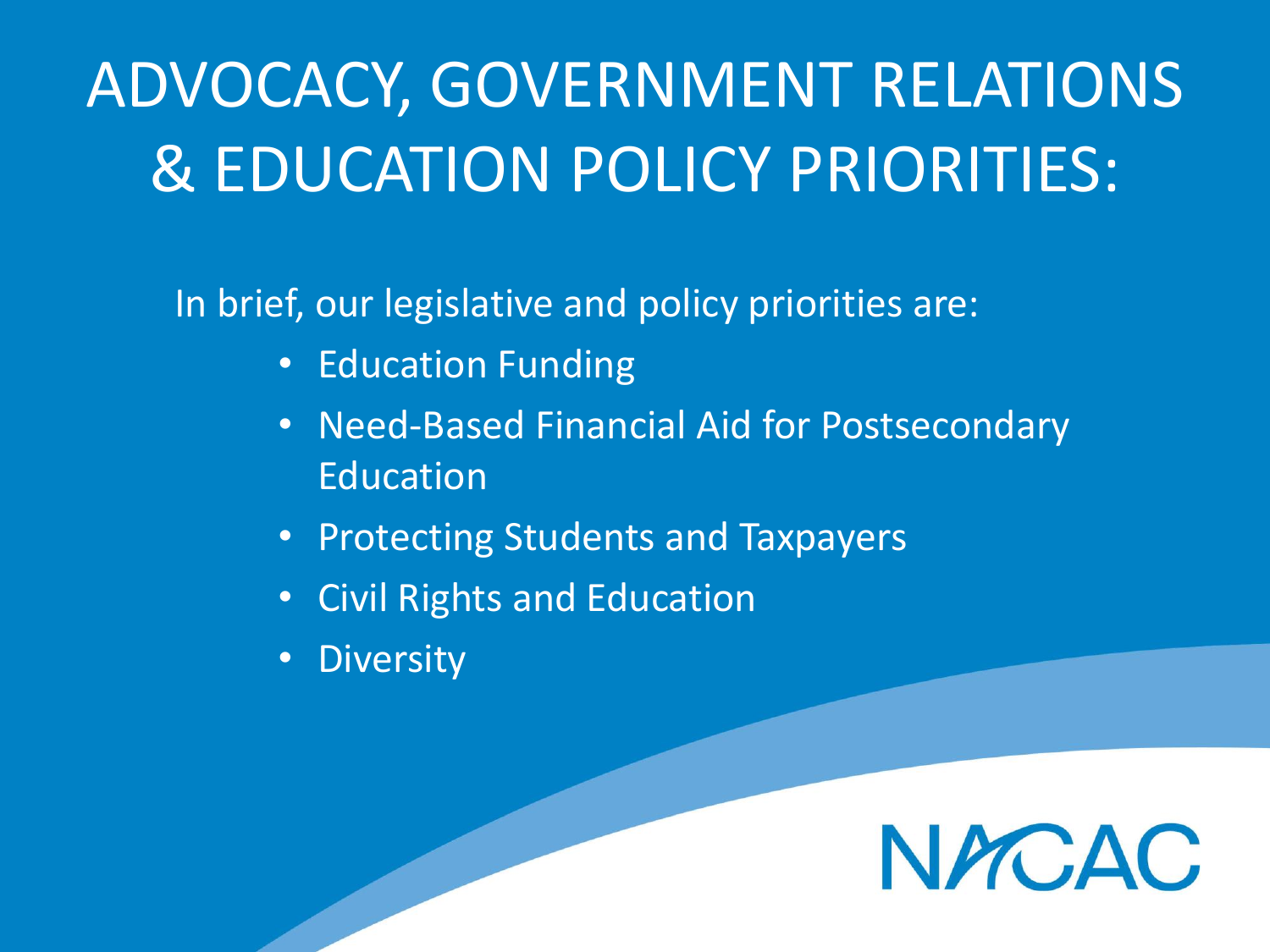# ADVOCACY, GOVERNMENT RELATIONS & EDUCATION POLICY PRIORITIES:

In brief, our legislative and policy priorities are:

- Education Funding
- Need-Based Financial Aid for Postsecondary Education
- Protecting Students and Taxpayers
- Civil Rights and Education
- Diversity

NACAC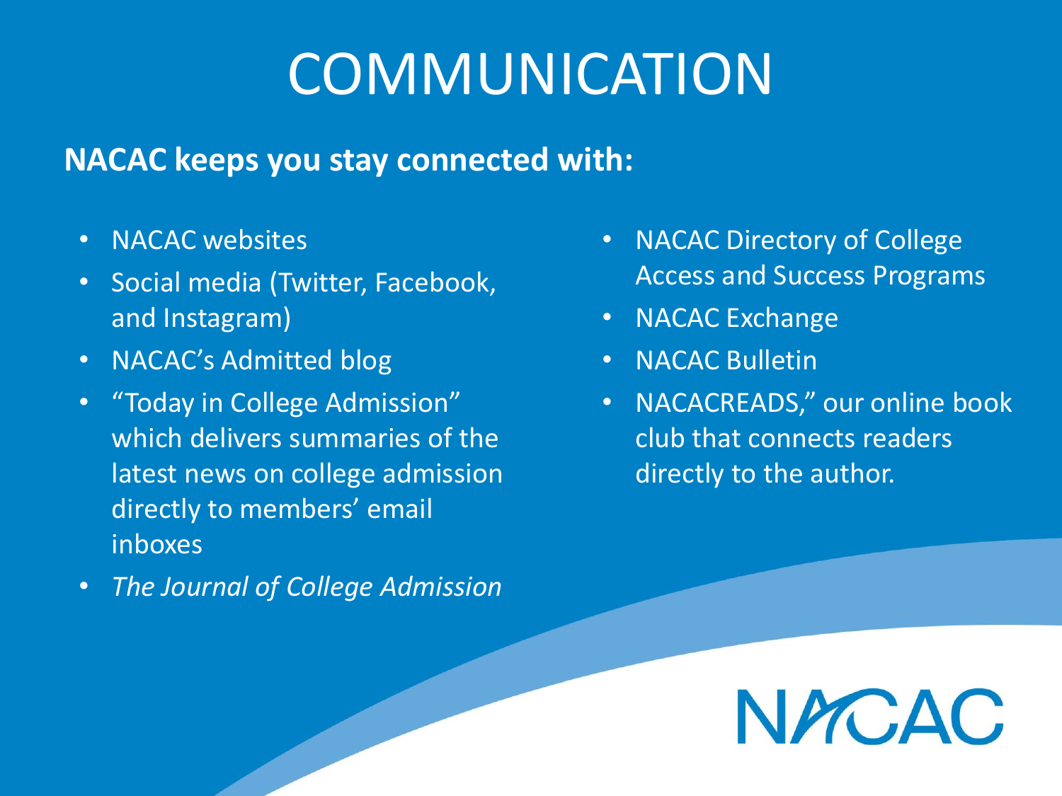# COMMUNICATION

**NACAC keeps you stay connected with:**

- NACAC websites
- Social media (Twitter, Facebook, and Instagram)
- NACAC's Admitted blog
- "Today in College Admission" which delivers summaries of the latest news on college admission directly to members' email inboxes
- *The Journal of College Admission*
- NACAC Directory of College Access and Success Programs
- NACAC Exchange
- NACAC Bulletin
- NACACREADS," our online book club that connects readers directly to the author.

NACAC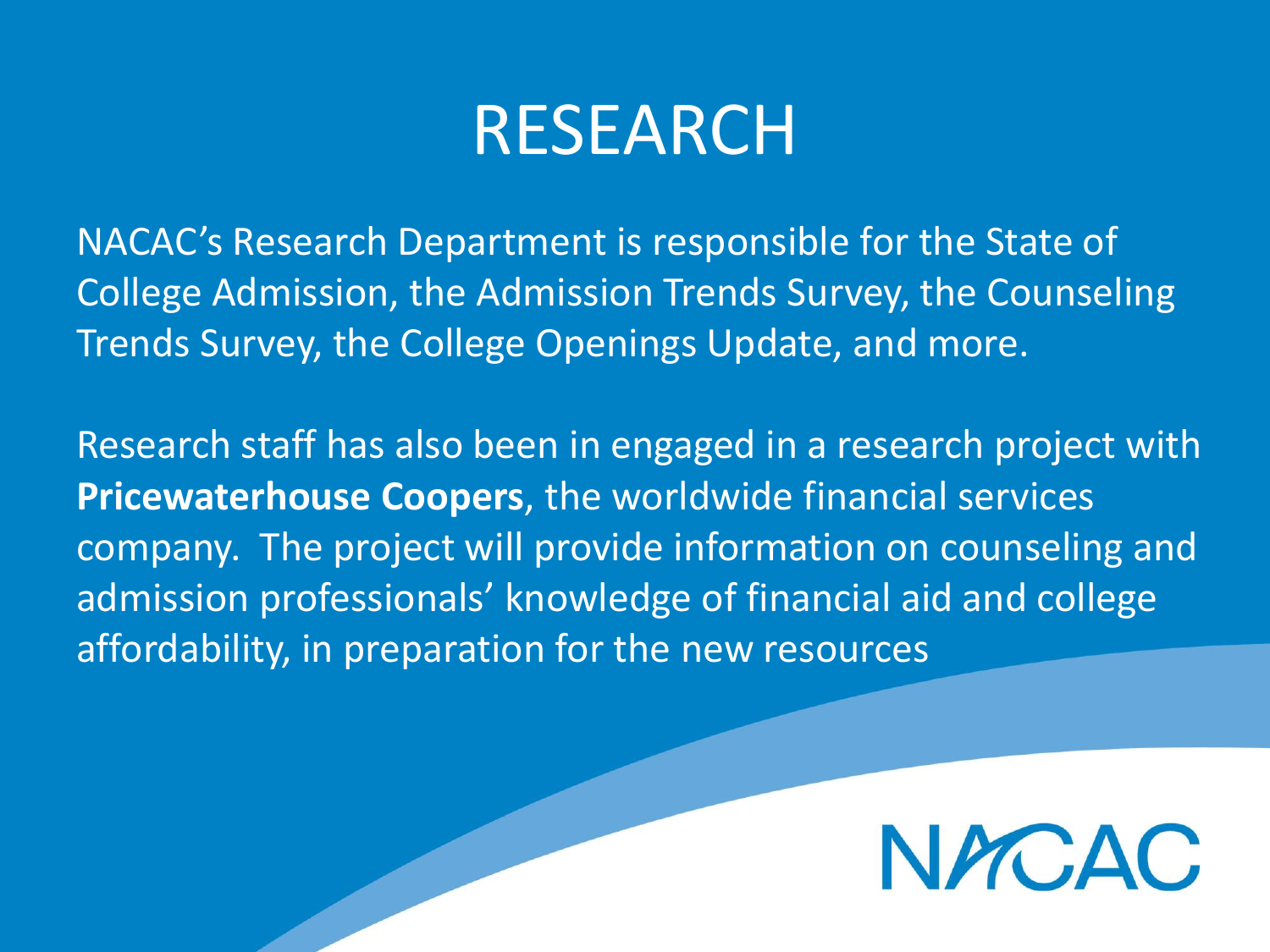# RESEARCH

NACAC's Research Department is responsible for the State of College Admission, the Admission Trends Survey, the Counseling Trends Survey, the College Openings Update, and more.

Research staff has also been in engaged in a research project with **Pricewaterhouse Coopers**, the worldwide financial services company. The project will provide information on counseling and admission professionals' knowledge of financial aid and college affordability, in preparation for the new resources

NACAC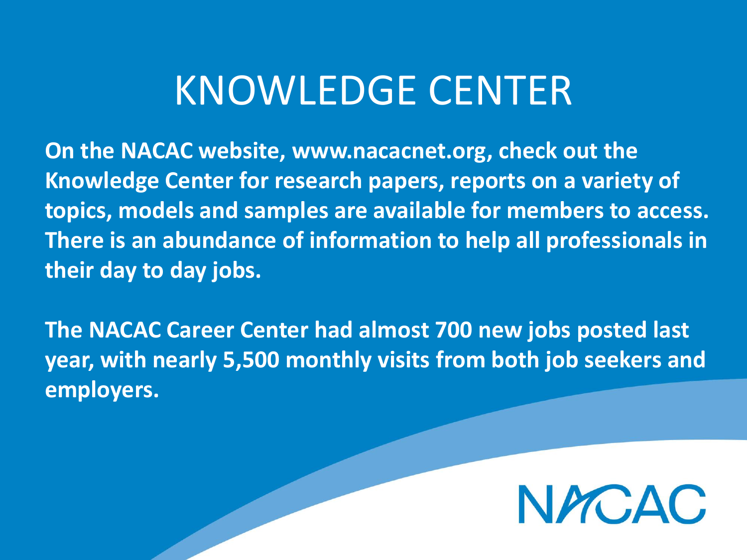# KNOWLEDGE CENTER

**On the NACAC website, www.nacacnet.org, check out the Knowledge Center for research papers, reports on a variety of topics, models and samples are available for members to access. There is an abundance of information to help all professionals in their day to day jobs.**

**The NACAC Career Center had almost 700 new jobs posted last year, with nearly 5,500 monthly visits from both job seekers and employers.**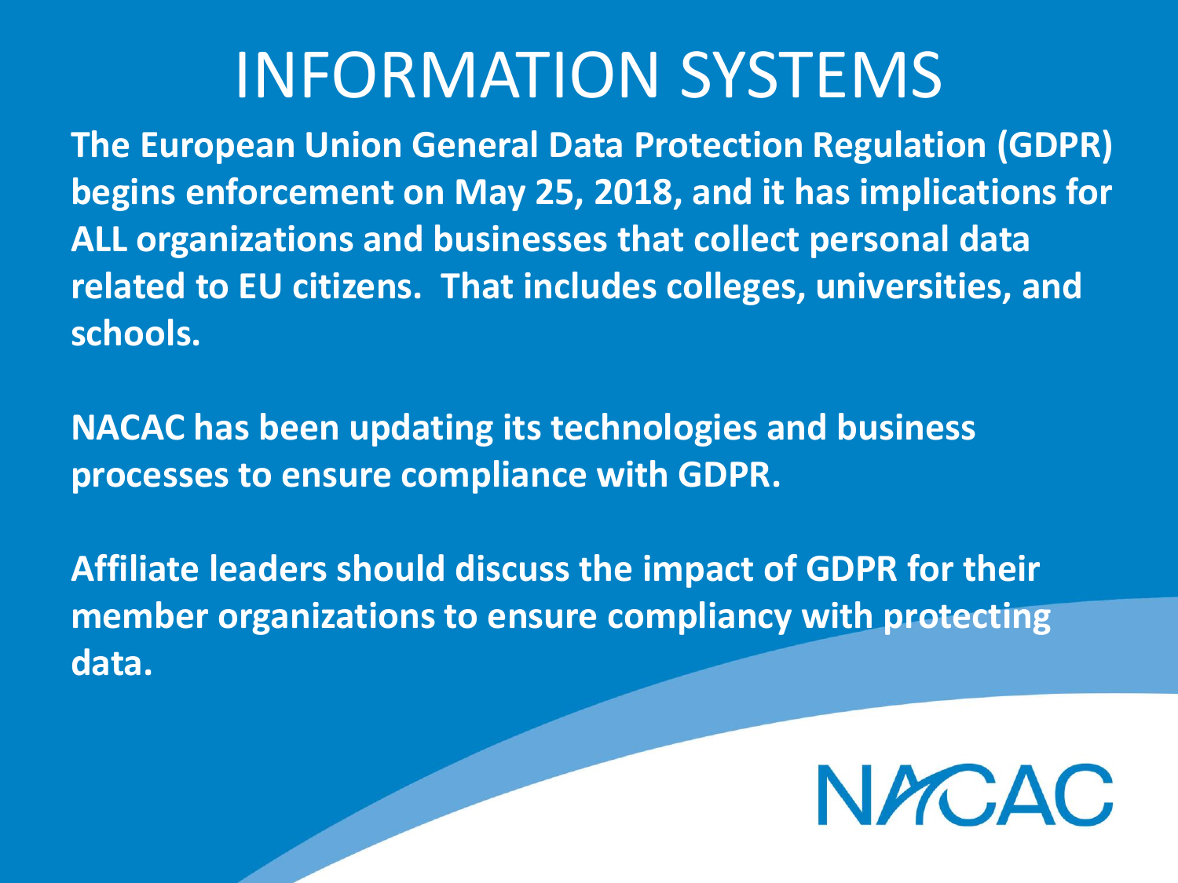# INFORMATION SYSTEMS

**The European Union General Data Protection Regulation (GDPR) begins enforcement on May 25, 2018, and it has implications for ALL organizations and businesses that collect personal data related to EU citizens. That includes colleges, universities, and schools.**

**NACAC has been updating its technologies and business processes to ensure compliance with GDPR.**

**Affiliate leaders should discuss the impact of GDPR for their member organizations to ensure compliancy with protecting data.**

NACAC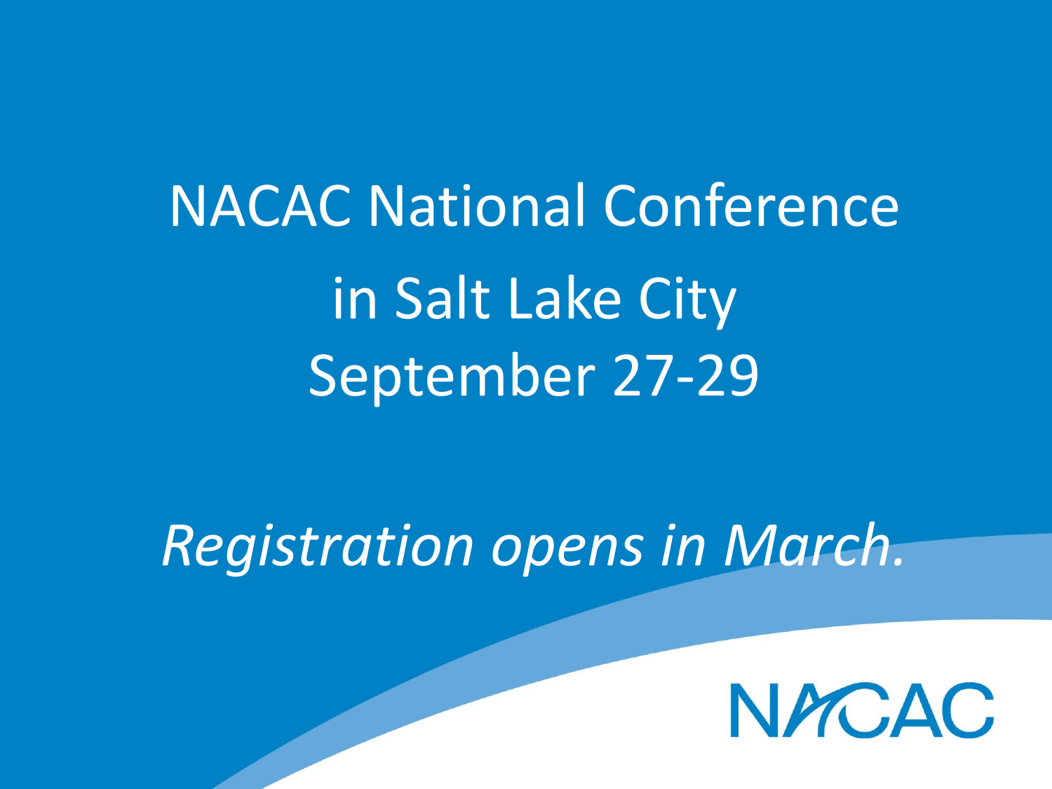# NACAC National Conference in Salt Lake City September 27-29

*Registration opens in March.*

NACAC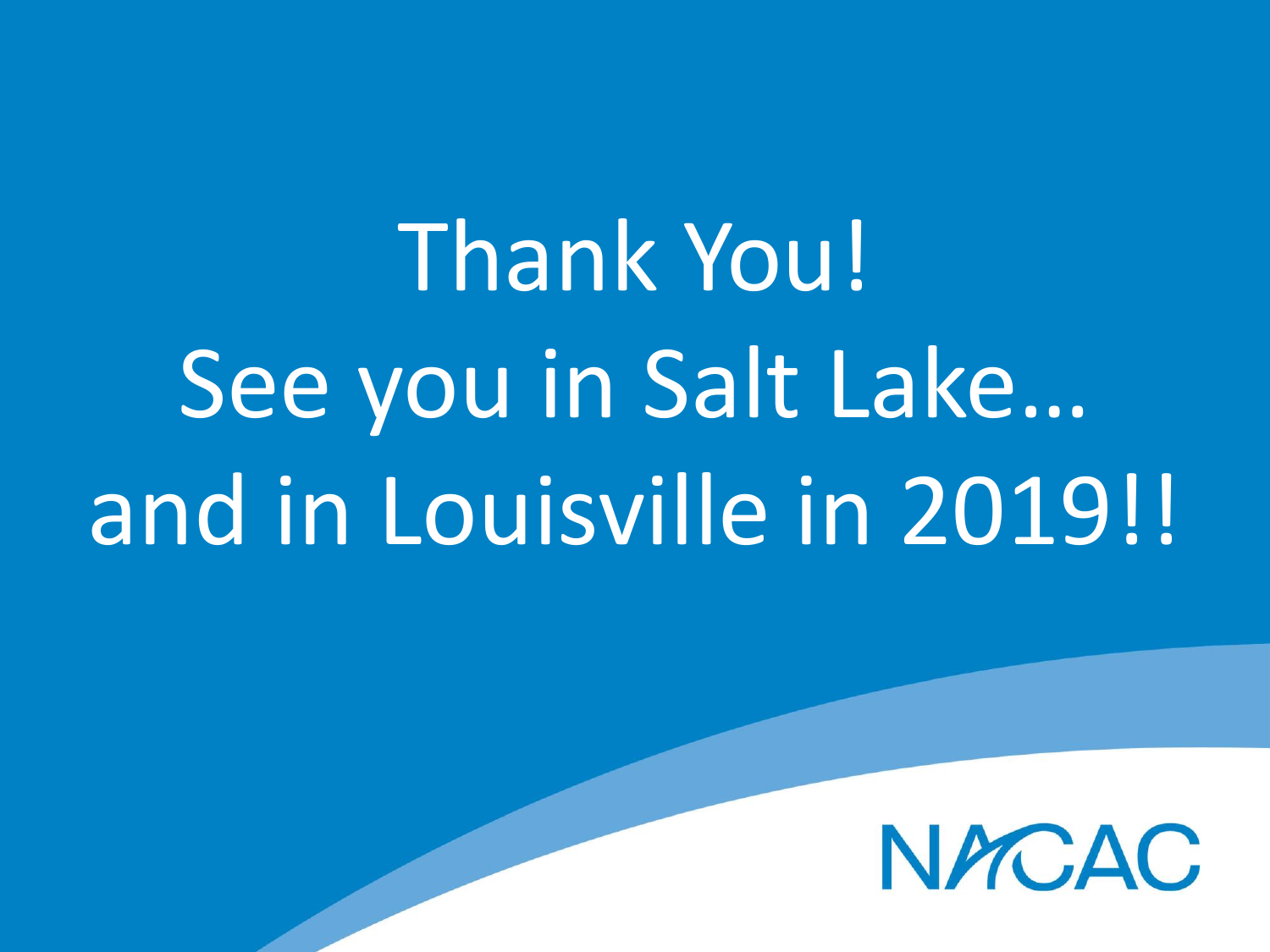Thank You!

See you in Salt Lake…

and in Louisville in 2019!!

NACAC